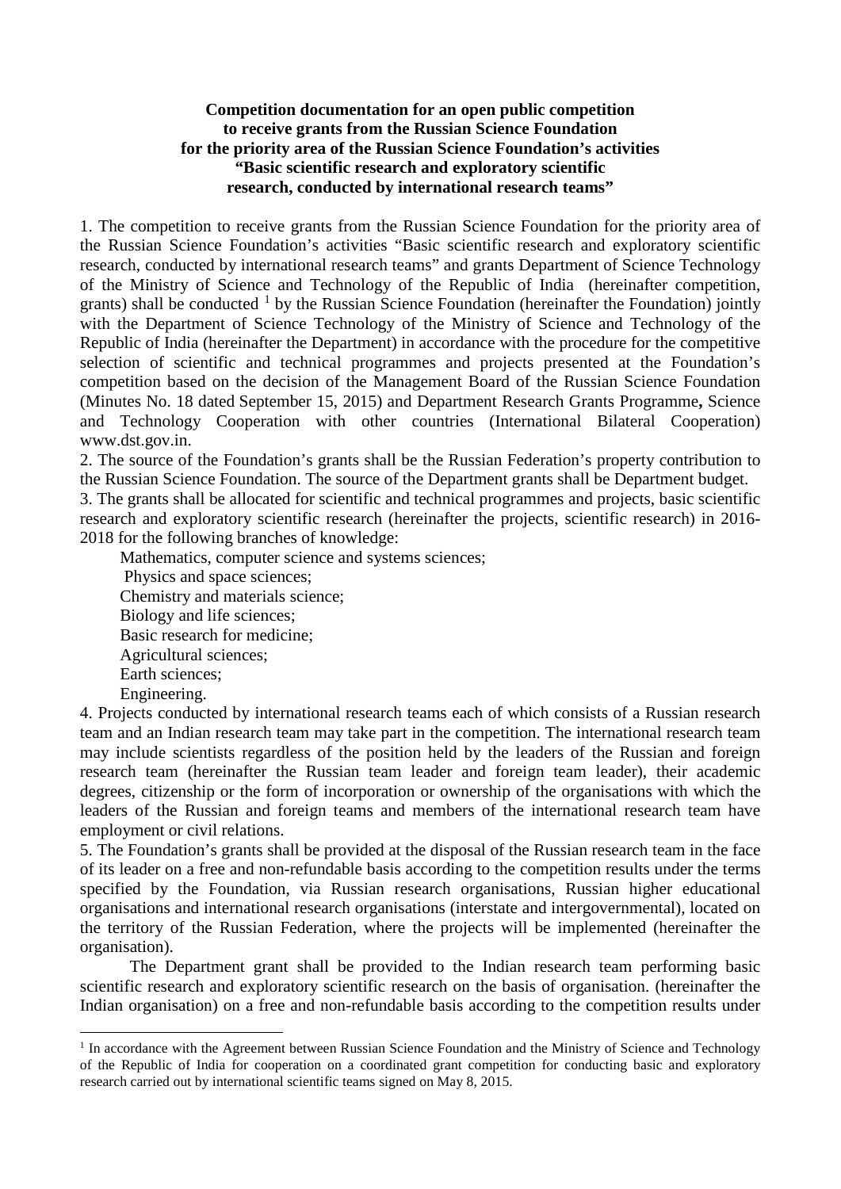**Competition documentation for an open public competition to receive grants from the Russian Science Foundation for the priority area of the Russian Science Foundation's activities "Basic scientific research and exploratory scientific research, conducted by international research teams"**

1. The competition to receive grants from the Russian Science Foundation for the priority area of the Russian Science Foundation's activities "Basic scientific research and exploratory scientific research, conducted by international research teams" and grants Department of Science Technology of the Ministry of Science and Technology of the Republic of India (hereinafter competition, grants) shall be conducted [1] by the Russian Science Foundation (hereinafter the Foundation) jointly with the Department of Science Technology of the Ministry of Science and Technology of the Republic of India (hereinafter the Department) in accordance with the procedure for the competitive selection of scientific and technical programmes and projects presented at the Foundation's competition based on the decision of the Management Board of the Russian Science Foundation (Minutes No. 18 dated September 15, 2015) and Department Research Grants Programme**,** Science and Technology Cooperation with other countries (International Bilateral Cooperation) www.dst.gov.in.

2. The source of the Foundation's grants shall be the Russian Federation's property contribution to the Russian Science Foundation. The source of the Department grants shall be Department budget.

3. The grants shall be allocated for scientific and technical programmes and projects, basic scientific research and exploratory scientific research (hereinafter the projects, scientific research) in 2016-2018 for the following branches of knowledge:

- Mathematics, computer science and systems sciences;
- Physics and space sciences;
- Chemistry and materials science;
- Biology and life sciences;
- Basic research for medicine;
- Agricultural sciences;
- Earth sciences;
- Engineering.

4. Projects conducted by international research teams each of which consists of a Russian research team and an Indian research team may take part in the competition. The international research team may include scientists regardless of the position held by the leaders of the Russian and foreign research team (hereinafter the Russian team leader and foreign team leader), their academic degrees, citizenship or the form of incorporation or ownership of the organisations with which the leaders of the Russian and foreign teams and members of the international research team have employment or civil relations.

5. The Foundation's grants shall be provided at the disposal of the Russian research team in the face of its leader on a free and non-refundable basis according to the competition results under the terms specified by the Foundation, via Russian research organisations, Russian higher educational organisations and international research organisations (interstate and intergovernmental), located on the territory of the Russian Federation, where the projects will be implemented (hereinafter the organisation).

The Department grant shall be provided to the Indian research team performing basic scientific research and exploratory scientific research on the basis of organisation. (hereinafter the Indian organisation) on a free and non-refundable basis according to the competition results under

---

[1] In accordance with the Agreement between Russian Science Foundation and the Ministry of Science and Technology of the Republic of India for cooperation on a coordinated grant competition for conducting basic and exploratory research carried out by international scientific teams signed on May 8, 2015.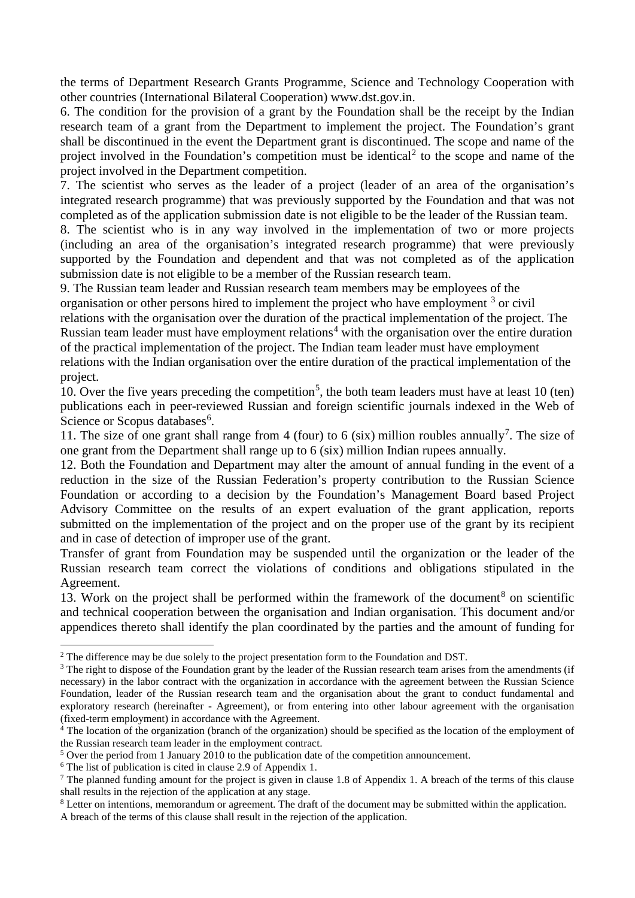the terms of Department Research Grants Programme, Science and Technology Cooperation with other countries (International Bilateral Cooperation) www.dst.gov.in.

6. The condition for the provision of a grant by the Foundation shall be the receipt by the Indian research team of a grant from the Department to implement the project. The Foundation's grant shall be discontinued in the event the Department grant is discontinued. The scope and name of the project involved in the Foundation's competition must be identical[2] to the scope and name of the project involved in the Department competition.

7. The scientist who serves as the leader of a project (leader of an area of the organisation's integrated research programme) that was previously supported by the Foundation and that was not completed as of the application submission date is not eligible to be the leader of the Russian team.

8. The scientist who is in any way involved in the implementation of two or more projects (including an area of the organisation's integrated research programme) that were previously supported by the Foundation and dependent and that was not completed as of the application submission date is not eligible to be a member of the Russian research team.

9. The Russian team leader and Russian research team members may be employees of the organisation or other persons hired to implement the project who have employment [3] or civil relations with the organisation over the duration of the practical implementation of the project. The Russian team leader must have employment relations[4] with the organisation over the entire duration of the practical implementation of the project. The Indian team leader must have employment relations with the Indian organisation over the entire duration of the practical implementation of the project.

10. Over the five years preceding the competition[5], the both team leaders must have at least 10 (ten) publications each in peer-reviewed Russian and foreign scientific journals indexed in the Web of Science or Scopus databases[6].

11. The size of one grant shall range from 4 (four) to 6 (six) million roubles annually[7]. The size of one grant from the Department shall range up to 6 (six) million Indian rupees annually.

12. Both the Foundation and Department may alter the amount of annual funding in the event of a reduction in the size of the Russian Federation's property contribution to the Russian Science Foundation or according to a decision by the Foundation's Management Board based Project Advisory Committee on the results of an expert evaluation of the grant application, reports submitted on the implementation of the project and on the proper use of the grant by its recipient and in case of detection of improper use of the grant.

Transfer of grant from Foundation may be suspended until the organization or the leader of the Russian research team correct the violations of conditions and obligations stipulated in the Agreement.

13. Work on the project shall be performed within the framework of the document[8] on scientific and technical cooperation between the organisation and Indian organisation. This document and/or appendices thereto shall identify the plan coordinated by the parties and the amount of funding for

---

[2] The difference may be due solely to the project presentation form to the Foundation and DST.

[3] The right to dispose of the Foundation grant by the leader of the Russian research team arises from the amendments (if necessary) in the labor contract with the organization in accordance with the agreement between the Russian Science Foundation, leader of the Russian research team and the organisation about the grant to conduct fundamental and exploratory research (hereinafter - Agreement), or from entering into other labour agreement with the organisation (fixed-term employment) in accordance with the Agreement.

[4] The location of the organization (branch of the organization) should be specified as the location of the employment of the Russian research team leader in the employment contract.

[5] Over the period from 1 January 2010 to the publication date of the competition announcement.

[6] The list of publication is cited in clause 2.9 of Appendix 1.

[7] The planned funding amount for the project is given in clause 1.8 of Appendix 1. A breach of the terms of this clause shall results in the rejection of the application at any stage.

[8] Letter on intentions, memorandum or agreement. The draft of the document may be submitted within the application. A breach of the terms of this clause shall result in the rejection of the application.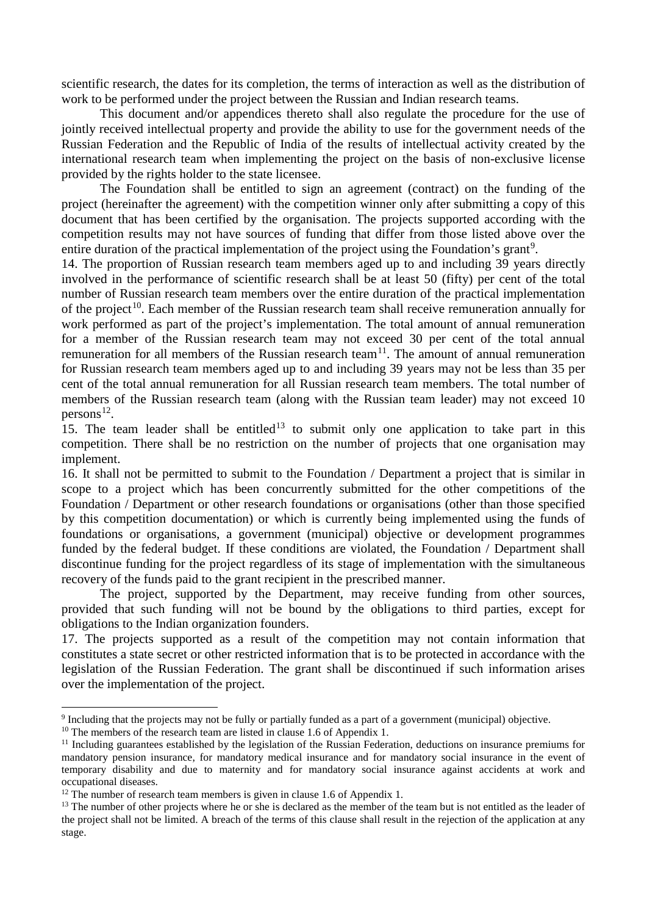scientific research, the dates for its completion, the terms of interaction as well as the distribution of work to be performed under the project between the Russian and Indian research teams.

This document and/or appendices thereto shall also regulate the procedure for the use of jointly received intellectual property and provide the ability to use for the government needs of the Russian Federation and the Republic of India of the results of intellectual activity created by the international research team when implementing the project on the basis of non-exclusive license provided by the rights holder to the state licensee.

The Foundation shall be entitled to sign an agreement (contract) on the funding of the project (hereinafter the agreement) with the competition winner only after submitting a copy of this document that has been certified by the organisation. The projects supported according with the competition results may not have sources of funding that differ from those listed above over the entire duration of the practical implementation of the project using the Foundation's grant[9].

14. The proportion of Russian research team members aged up to and including 39 years directly involved in the performance of scientific research shall be at least 50 (fifty) per cent of the total number of Russian research team members over the entire duration of the practical implementation of the project[10]. Each member of the Russian research team shall receive remuneration annually for work performed as part of the project's implementation. The total amount of annual remuneration for a member of the Russian research team may not exceed 30 per cent of the total annual remuneration for all members of the Russian research team[11]. The amount of annual remuneration for Russian research team members aged up to and including 39 years may not be less than 35 per cent of the total annual remuneration for all Russian research team members. The total number of members of the Russian research team (along with the Russian team leader) may not exceed 10 persons[12].

15. The team leader shall be entitled[13] to submit only one application to take part in this competition. There shall be no restriction on the number of projects that one organisation may implement.

16. It shall not be permitted to submit to the Foundation / Department a project that is similar in scope to a project which has been concurrently submitted for the other competitions of the Foundation / Department or other research foundations or organisations (other than those specified by this competition documentation) or which is currently being implemented using the funds of foundations or organisations, a government (municipal) objective or development programmes funded by the federal budget. If these conditions are violated, the Foundation / Department shall discontinue funding for the project regardless of its stage of implementation with the simultaneous recovery of the funds paid to the grant recipient in the prescribed manner.

The project, supported by the Department, may receive funding from other sources, provided that such funding will not be bound by the obligations to third parties, except for obligations to the Indian organization founders.

17. The projects supported as a result of the competition may not contain information that constitutes a state secret or other restricted information that is to be protected in accordance with the legislation of the Russian Federation. The grant shall be discontinued if such information arises over the implementation of the project.

---

[9] Including that the projects may not be fully or partially funded as a part of a government (municipal) objective.

[10] The members of the research team are listed in clause 1.6 of Appendix 1.

[11] Including guarantees established by the legislation of the Russian Federation, deductions on insurance premiums for mandatory pension insurance, for mandatory medical insurance and for mandatory social insurance in the event of temporary disability and due to maternity and for mandatory social insurance against accidents at work and occupational diseases.

[12] The number of research team members is given in clause 1.6 of Appendix 1.

[13] The number of other projects where he or she is declared as the member of the team but is not entitled as the leader of the project shall not be limited. A breach of the terms of this clause shall result in the rejection of the application at any stage.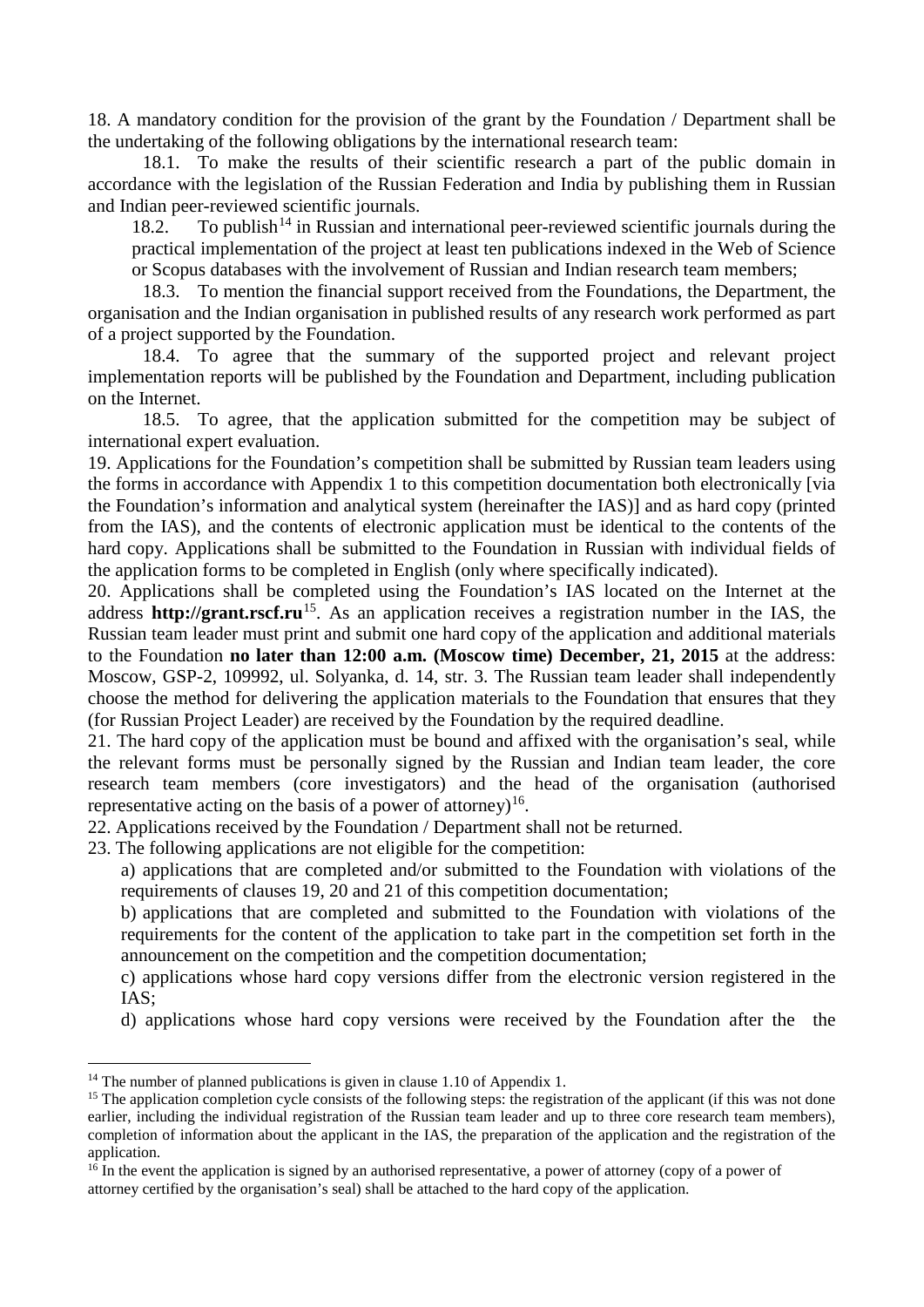18. A mandatory condition for the provision of the grant by the Foundation / Department shall be the undertaking of the following obligations by the international research team:

18.1. To make the results of their scientific research a part of the public domain in accordance with the legislation of the Russian Federation and India by publishing them in Russian and Indian peer-reviewed scientific journals.

18.2. To publish[14] in Russian and international peer-reviewed scientific journals during the practical implementation of the project at least ten publications indexed in the Web of Science or Scopus databases with the involvement of Russian and Indian research team members;

18.3. To mention the financial support received from the Foundations, the Department, the organisation and the Indian organisation in published results of any research work performed as part of a project supported by the Foundation.

18.4. To agree that the summary of the supported project and relevant project implementation reports will be published by the Foundation and Department, including publication on the Internet.

18.5. To agree, that the application submitted for the competition may be subject of international expert evaluation.

19. Applications for the Foundation's competition shall be submitted by Russian team leaders using the forms in accordance with Appendix 1 to this competition documentation both electronically [via the Foundation's information and analytical system (hereinafter the IAS)] and as hard copy (printed from the IAS), and the contents of electronic application must be identical to the contents of the hard copy. Applications shall be submitted to the Foundation in Russian with individual fields of the application forms to be completed in English (only where specifically indicated).

20. Applications shall be completed using the Foundation's IAS located on the Internet at the address **http://grant.rscf.ru**[15]. As an application receives a registration number in the IAS, the Russian team leader must print and submit one hard copy of the application and additional materials to the Foundation **no later than 12:00 a.m. (Moscow time) December, 21, 2015** at the address: Moscow, GSP-2, 109992, ul. Solyanka, d. 14, str. 3. The Russian team leader shall independently choose the method for delivering the application materials to the Foundation that ensures that they (for Russian Project Leader) are received by the Foundation by the required deadline.

21. The hard copy of the application must be bound and affixed with the organisation's seal, while the relevant forms must be personally signed by the Russian and Indian team leader, the core research team members (core investigators) and the head of the organisation (authorised representative acting on the basis of a power of attorney)[16].

22. Applications received by the Foundation / Department shall not be returned.

23. The following applications are not eligible for the competition:

a) applications that are completed and/or submitted to the Foundation with violations of the requirements of clauses 19, 20 and 21 of this competition documentation;

b) applications that are completed and submitted to the Foundation with violations of the requirements for the content of the application to take part in the competition set forth in the announcement on the competition and the competition documentation;

c) applications whose hard copy versions differ from the electronic version registered in the IAS;

d) applications whose hard copy versions were received by the Foundation after the the

---

[14] The number of planned publications is given in clause 1.10 of Appendix 1.

[15] The application completion cycle consists of the following steps: the registration of the applicant (if this was not done earlier, including the individual registration of the Russian team leader and up to three core research team members), completion of information about the applicant in the IAS, the preparation of the application and the registration of the application.

[16] In the event the application is signed by an authorised representative, a power of attorney (copy of a power of attorney certified by the organisation's seal) shall be attached to the hard copy of the application.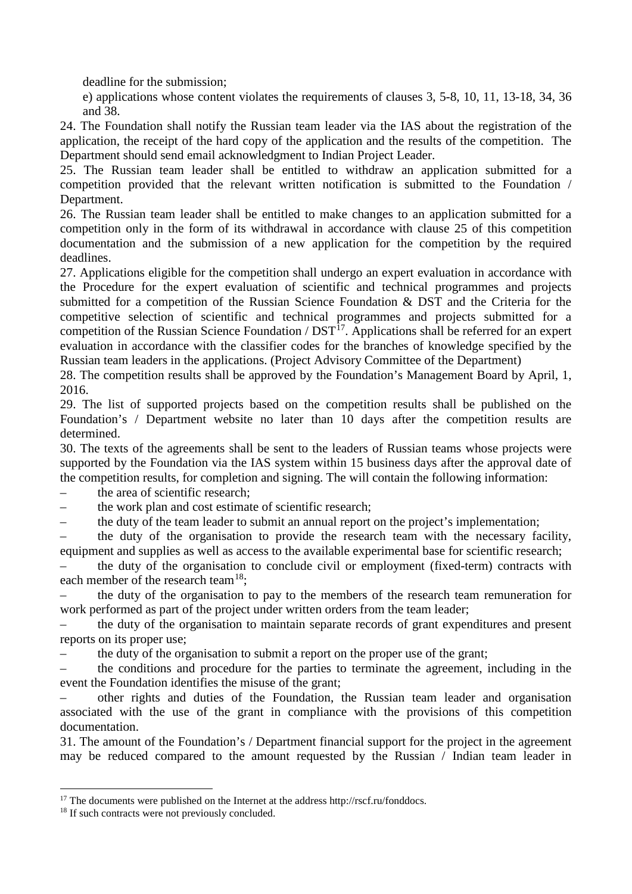deadline for the submission;

e) applications whose content violates the requirements of clauses 3, 5-8, 10, 11, 13-18, 34, 36 and 38.

24. The Foundation shall notify the Russian team leader via the IAS about the registration of the application, the receipt of the hard copy of the application and the results of the competition. The Department should send email acknowledgment to Indian Project Leader.

25. The Russian team leader shall be entitled to withdraw an application submitted for a competition provided that the relevant written notification is submitted to the Foundation / Department.

26. The Russian team leader shall be entitled to make changes to an application submitted for a competition only in the form of its withdrawal in accordance with clause 25 of this competition documentation and the submission of a new application for the competition by the required deadlines.

27. Applications eligible for the competition shall undergo an expert evaluation in accordance with the Procedure for the expert evaluation of scientific and technical programmes and projects submitted for a competition of the Russian Science Foundation & DST and the Criteria for the competitive selection of scientific and technical programmes and projects submitted for a competition of the Russian Science Foundation / DST[17]. Applications shall be referred for an expert evaluation in accordance with the classifier codes for the branches of knowledge specified by the Russian team leaders in the applications. (Project Advisory Committee of the Department)

28. The competition results shall be approved by the Foundation's Management Board by April, 1, 2016.

29. The list of supported projects based on the competition results shall be published on the Foundation's / Department website no later than 10 days after the competition results are determined.

30. The texts of the agreements shall be sent to the leaders of Russian teams whose projects were supported by the Foundation via the IAS system within 15 business days after the approval date of the competition results, for completion and signing. The will contain the following information:

– the area of scientific research;
– the work plan and cost estimate of scientific research;
– the duty of the team leader to submit an annual report on the project's implementation;
– the duty of the organisation to provide the research team with the necessary facility, equipment and supplies as well as access to the available experimental base for scientific research;
– the duty of the organisation to conclude civil or employment (fixed-term) contracts with each member of the research team[18];
– the duty of the organisation to pay to the members of the research team remuneration for work performed as part of the project under written orders from the team leader;
– the duty of the organisation to maintain separate records of grant expenditures and present reports on its proper use;
– the duty of the organisation to submit a report on the proper use of the grant;
– the conditions and procedure for the parties to terminate the agreement, including in the event the Foundation identifies the misuse of the grant;
– other rights and duties of the Foundation, the Russian team leader and organisation associated with the use of the grant in compliance with the provisions of this competition documentation.

31. The amount of the Foundation's / Department financial support for the project in the agreement may be reduced compared to the amount requested by the Russian / Indian team leader in

[17] The documents were published on the Internet at the address http://rscf.ru/fonddocs.

[18] If such contracts were not previously concluded.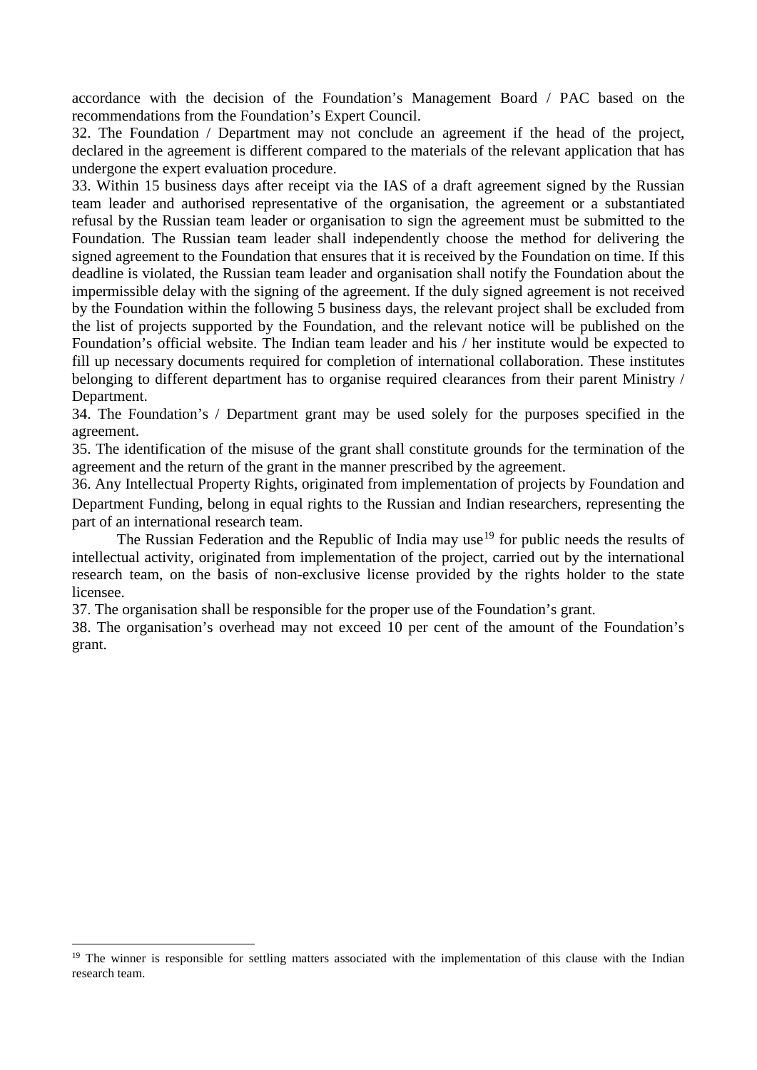accordance with the decision of the Foundation's Management Board / PAC based on the recommendations from the Foundation's Expert Council.

32. The Foundation / Department may not conclude an agreement if the head of the project, declared in the agreement is different compared to the materials of the relevant application that has undergone the expert evaluation procedure.

33. Within 15 business days after receipt via the IAS of a draft agreement signed by the Russian team leader and authorised representative of the organisation, the agreement or a substantiated refusal by the Russian team leader or organisation to sign the agreement must be submitted to the Foundation. The Russian team leader shall independently choose the method for delivering the signed agreement to the Foundation that ensures that it is received by the Foundation on time. If this deadline is violated, the Russian team leader and organisation shall notify the Foundation about the impermissible delay with the signing of the agreement. If the duly signed agreement is not received by the Foundation within the following 5 business days, the relevant project shall be excluded from the list of projects supported by the Foundation, and the relevant notice will be published on the Foundation's official website. The Indian team leader and his / her institute would be expected to fill up necessary documents required for completion of international collaboration. These institutes belonging to different department has to organise required clearances from their parent Ministry / Department.

34. The Foundation's / Department grant may be used solely for the purposes specified in the agreement.

35. The identification of the misuse of the grant shall constitute grounds for the termination of the agreement and the return of the grant in the manner prescribed by the agreement.

36. Any Intellectual Property Rights, originated from implementation of projects by Foundation and Department Funding, belong in equal rights to the Russian and Indian researchers, representing the part of an international research team.

The Russian Federation and the Republic of India may use[19] for public needs the results of intellectual activity, originated from implementation of the project, carried out by the international research team, on the basis of non-exclusive license provided by the rights holder to the state licensee.

37. The organisation shall be responsible for the proper use of the Foundation's grant.

38. The organisation's overhead may not exceed 10 per cent of the amount of the Foundation's grant.

---

[19] The winner is responsible for settling matters associated with the implementation of this clause with the Indian research team.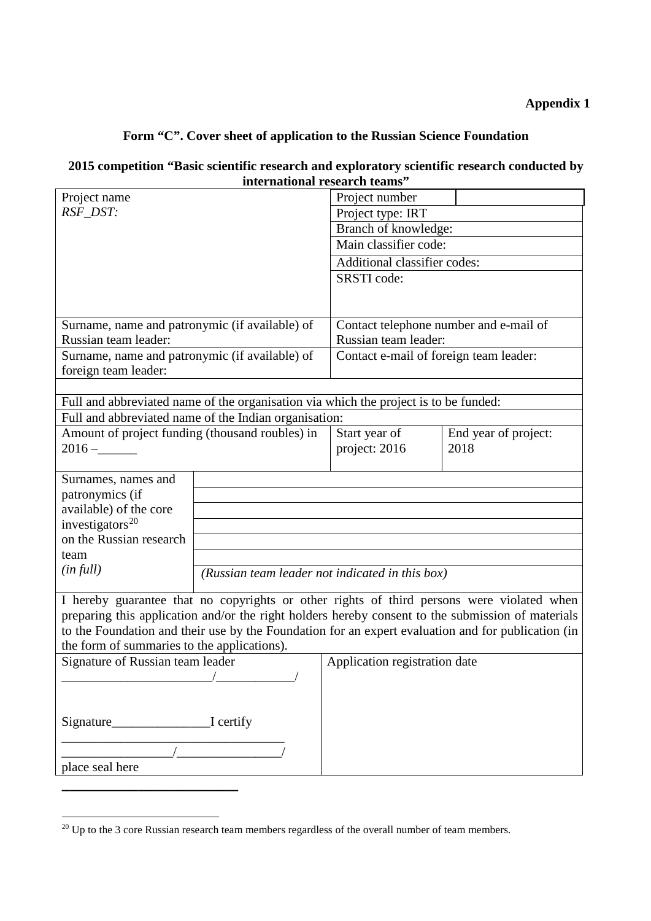**Appendix 1**

**Form “C”. Cover sheet of application to the Russian Science Foundation**

**2015 competition “Basic scientific research and exploratory scientific research conducted by international research teams”**

| | | | |
|---|---|---|---|
| Project name<br>*RSF_DST:* | | Project number | |
| | | Project type: IRT | |
| | | Branch of knowledge: | |
| | | Main classifier code: | |
| | | Additional classifier codes: | |
| | | SRSTI code: | |
| Surname, name and patronymic (if available) of Russian team leader: | | Contact telephone number and e-mail of Russian team leader: | |
| Surname, name and patronymic (if available) of foreign team leader: | | Contact e-mail of foreign team leader: | |
| | | | |
| Full and abbreviated name of the organisation via which the project is to be funded: | | | |
| Full and abbreviated name of the Indian organisation: | | | |
| Amount of project funding (thousand roubles) in 2016 –______ | | Start year of project: 2016 | End year of project: 2018 |
| Surnames, names and patronymics (if available) of the core investigators[20] on the Russian research team *(in full)* | | | |
| | | | |
| | | | |
| | | | |
| | | | |
| | | | |
| | *(Russian team leader not indicated in this box)* | | |
| I hereby guarantee that no copyrights or other rights of third persons were violated when preparing this application and/or the right holders hereby consent to the submission of materials to the Foundation and their use by the Foundation for an expert evaluation and for publication (in the form of summaries to the applications). | | | |
| Signature of Russian team leader<br>_______________________/____________/<br><br>Signature_______________I certify<br>__________________________________<br>_________________/________________/<br>place seal here | | Application registration date | |

[20] Up to the 3 core Russian research team members regardless of the overall number of team members.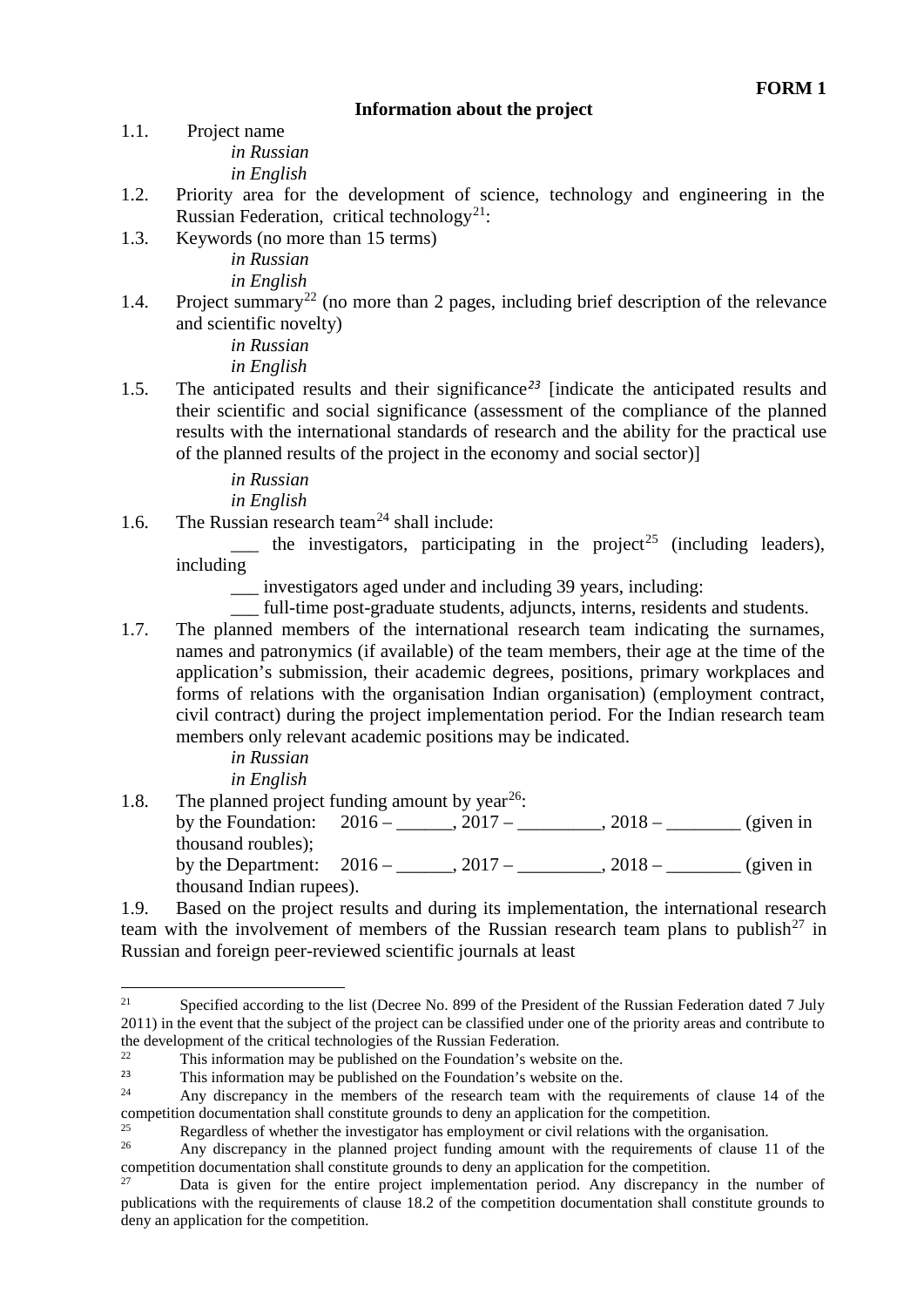**FORM 1**

**Information about the project**

1.1. Project name

*in Russian*

*in English*

1.2. Priority area for the development of science, technology and engineering in the Russian Federation, critical technology[21]:

1.3. Keywords (no more than 15 terms)

*in Russian*

*in English*

1.4. Project summary[22] (no more than 2 pages, including brief description of the relevance and scientific novelty)

*in Russian*

*in English*

1.5. The anticipated results and their significance[23] [indicate the anticipated results and their scientific and social significance (assessment of the compliance of the planned results with the international standards of research and the ability for the practical use of the planned results of the project in the economy and social sector)]

*in Russian*

*in English*

1.6. The Russian research team[24] shall include:

\_\_\_ the investigators, participating in the project[25] (including leaders), including

\_\_\_ investigators aged under and including 39 years, including:

\_\_\_ full-time post-graduate students, adjuncts, interns, residents and students.

1.7. The planned members of the international research team indicating the surnames, names and patronymics (if available) of the team members, their age at the time of the application's submission, their academic degrees, positions, primary workplaces and forms of relations with the organisation Indian organisation) (employment contract, civil contract) during the project implementation period. For the Indian research team members only relevant academic positions may be indicated.

*in Russian*

*in English*

1.8. The planned project funding amount by year[26]:

by the Foundation: 2016 – \_\_\_\_\_\_, 2017 – \_\_\_\_\_\_\_\_\_, 2018 – \_\_\_\_\_\_\_\_ (given in thousand roubles);

by the Department: 2016 – \_\_\_\_\_\_, 2017 – \_\_\_\_\_\_\_\_\_, 2018 – \_\_\_\_\_\_\_\_ (given in thousand Indian rupees).

1.9. Based on the project results and during its implementation, the international research team with the involvement of members of the Russian research team plans to publish[27] in Russian and foreign peer-reviewed scientific journals at least

---

[21] Specified according to the list (Decree No. 899 of the President of the Russian Federation dated 7 July 2011) in the event that the subject of the project can be classified under one of the priority areas and contribute to the development of the critical technologies of the Russian Federation.

[22] This information may be published on the Foundation's website on the.

[23] This information may be published on the Foundation's website on the.

[24] Any discrepancy in the members of the research team with the requirements of clause 14 of the competition documentation shall constitute grounds to deny an application for the competition.

[25] Regardless of whether the investigator has employment or civil relations with the organisation.

[26] Any discrepancy in the planned project funding amount with the requirements of clause 11 of the competition documentation shall constitute grounds to deny an application for the competition.

[27] Data is given for the entire project implementation period. Any discrepancy in the number of publications with the requirements of clause 18.2 of the competition documentation shall constitute grounds to deny an application for the competition.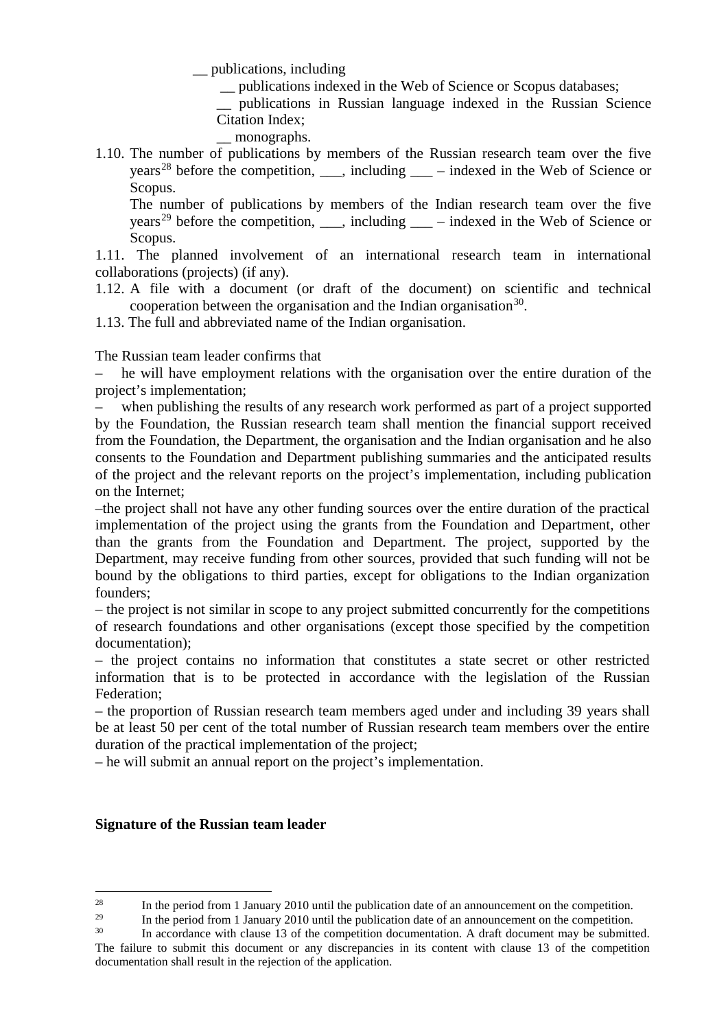__ publications, including

__ publications indexed in the Web of Science or Scopus databases;

__ publications in Russian language indexed in the Russian Science Citation Index;

__ monographs.

1.10. The number of publications by members of the Russian research team over the five years[28] before the competition, ___, including ___ – indexed in the Web of Science or Scopus.

The number of publications by members of the Indian research team over the five years[29] before the competition, ___, including ___ – indexed in the Web of Science or Scopus.

1.11. The planned involvement of an international research team in international collaborations (projects) (if any).

1.12. A file with a document (or draft of the document) on scientific and technical cooperation between the organisation and the Indian organisation[30].

1.13. The full and abbreviated name of the Indian organisation.

The Russian team leader confirms that

– he will have employment relations with the organisation over the entire duration of the project's implementation;

– when publishing the results of any research work performed as part of a project supported by the Foundation, the Russian research team shall mention the financial support received from the Foundation, the Department, the organisation and the Indian organisation and he also consents to the Foundation and Department publishing summaries and the anticipated results of the project and the relevant reports on the project's implementation, including publication on the Internet;

–the project shall not have any other funding sources over the entire duration of the practical implementation of the project using the grants from the Foundation and Department, other than the grants from the Foundation and Department. The project, supported by the Department, may receive funding from other sources, provided that such funding will not be bound by the obligations to third parties, except for obligations to the Indian organization founders;

– the project is not similar in scope to any project submitted concurrently for the competitions of research foundations and other organisations (except those specified by the competition documentation);

– the project contains no information that constitutes a state secret or other restricted information that is to be protected in accordance with the legislation of the Russian Federation;

– the proportion of Russian research team members aged under and including 39 years shall be at least 50 per cent of the total number of Russian research team members over the entire duration of the practical implementation of the project;

– he will submit an annual report on the project's implementation.

**Signature of the Russian team leader**

---

[28] In the period from 1 January 2010 until the publication date of an announcement on the competition.

[29] In the period from 1 January 2010 until the publication date of an announcement on the competition.

[30] In accordance with clause 13 of the competition documentation. A draft document may be submitted. The failure to submit this document or any discrepancies in its content with clause 13 of the competition documentation shall result in the rejection of the application.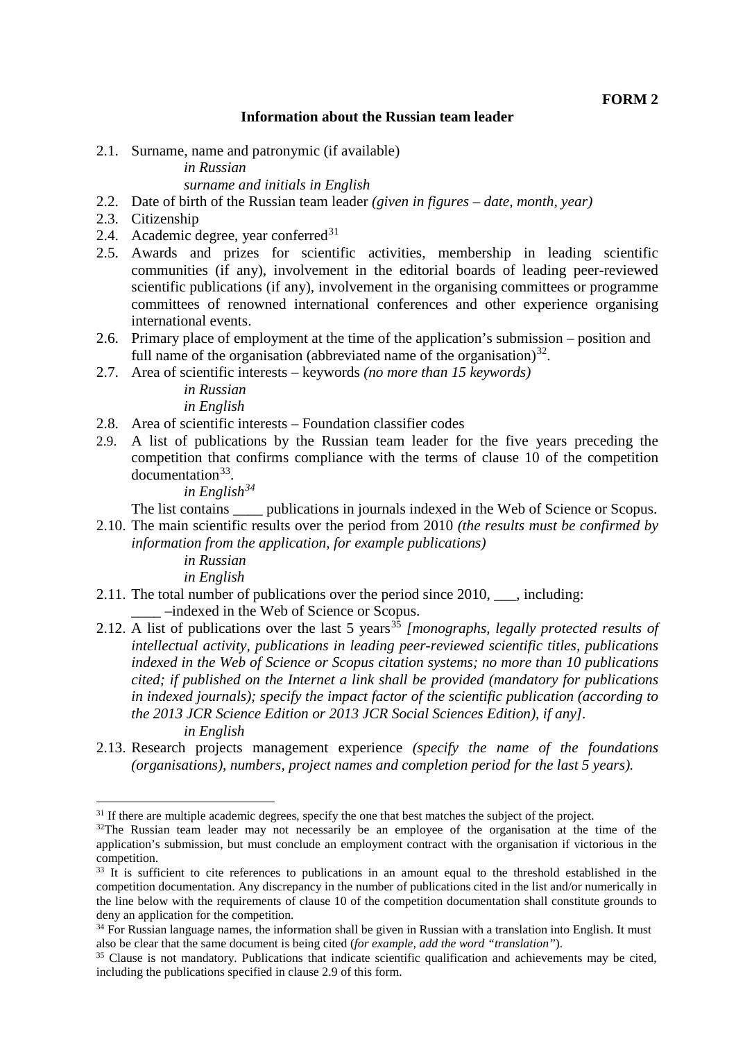**FORM 2**

## Information about the Russian team leader

2.1. Surname, name and patronymic (if available)

*in Russian*

*surname and initials in English*

2.2. Date of birth of the Russian team leader *(given in figures – date, month, year)*

2.3. Citizenship

2.4. Academic degree, year conferred[31]

2.5. Awards and prizes for scientific activities, membership in leading scientific communities (if any), involvement in the editorial boards of leading peer-reviewed scientific publications (if any), involvement in the organising committees or programme committees of renowned international conferences and other experience organising international events.

2.6. Primary place of employment at the time of the application's submission – position and full name of the organisation (abbreviated name of the organisation)[32].

2.7. Area of scientific interests – keywords *(no more than 15 keywords)*

*in Russian*

*in English*

2.8. Area of scientific interests – Foundation classifier codes

2.9. A list of publications by the Russian team leader for the five years preceding the competition that confirms compliance with the terms of clause 10 of the competition documentation[33].

*in English[34]*

The list contains ____ publications in journals indexed in the Web of Science or Scopus.

2.10. The main scientific results over the period from 2010 *(the results must be confirmed by information from the application, for example publications)*

*in Russian*

*in English*

2.11. The total number of publications over the period since 2010, ___, including:

____ –indexed in the Web of Science or Scopus.

2.12. A list of publications over the last 5 years[35] *[monographs, legally protected results of intellectual activity, publications in leading peer-reviewed scientific titles, publications indexed in the Web of Science or Scopus citation systems; no more than 10 publications cited; if published on the Internet a link shall be provided (mandatory for publications in indexed journals); specify the impact factor of the scientific publication (according to the 2013 JCR Science Edition or 2013 JCR Social Sciences Edition), if any]*.

*in English*

2.13. Research projects management experience *(specify the name of the foundations (organisations), numbers, project names and completion period for the last 5 years).*

---

[31] If there are multiple academic degrees, specify the one that best matches the subject of the project.

[32] The Russian team leader may not necessarily be an employee of the organisation at the time of the application's submission, but must conclude an employment contract with the organisation if victorious in the competition.

[33] It is sufficient to cite references to publications in an amount equal to the threshold established in the competition documentation. Any discrepancy in the number of publications cited in the list and/or numerically in the line below with the requirements of clause 10 of the competition documentation shall constitute grounds to deny an application for the competition.

[34] For Russian language names, the information shall be given in Russian with a translation into English. It must also be clear that the same document is being cited (*for example, add the word "translation"*).

[35] Clause is not mandatory. Publications that indicate scientific qualification and achievements may be cited, including the publications specified in clause 2.9 of this form.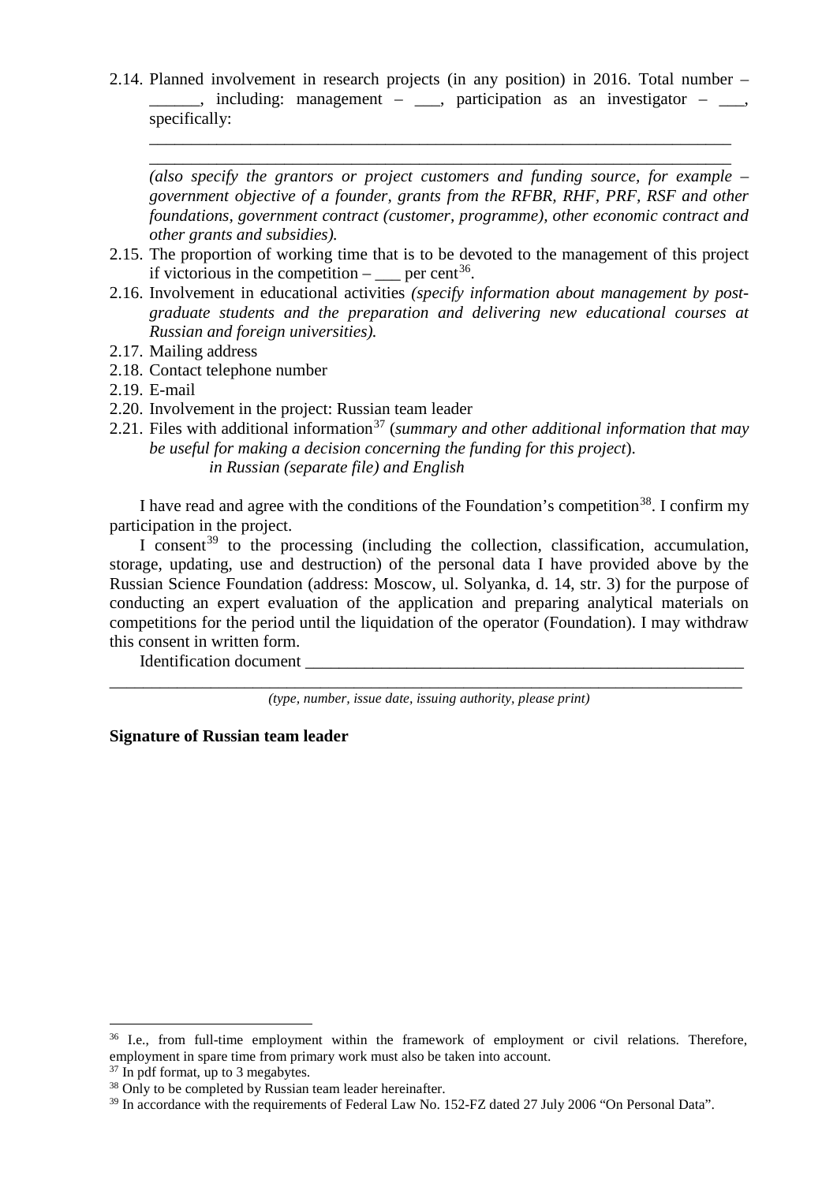2.14. Planned involvement in research projects (in any position) in 2016. Total number – ______, including: management – ___, participation as an investigator – ___, specifically:

______________________________________________________________________

______________________________________________________________________

*(also specify the grantors or project customers and funding source, for example – government objective of a founder, grants from the RFBR, RHF, PRF, RSF and other foundations, government contract (customer, programme), other economic contract and other grants and subsidies).*

2.15. The proportion of working time that is to be devoted to the management of this project if victorious in the competition – ___ per cent[36].

2.16. Involvement in educational activities *(specify information about management by post-graduate students and the preparation and delivering new educational courses at Russian and foreign universities).*

2.17. Mailing address

2.18. Contact telephone number

2.19. E-mail

2.20. Involvement in the project: Russian team leader

2.21. Files with additional information[37] (*summary and other additional information that may be useful for making a decision concerning the funding for this project*).
*in Russian (separate file) and English*

I have read and agree with the conditions of the Foundation's competition[38]. I confirm my participation in the project.

I consent[39] to the processing (including the collection, classification, accumulation, storage, updating, use and destruction) of the personal data I have provided above by the Russian Science Foundation (address: Moscow, ul. Solyanka, d. 14, str. 3) for the purpose of conducting an expert evaluation of the application and preparing analytical materials on competitions for the period until the liquidation of the operator (Foundation). I may withdraw this consent in written form.

Identification document ______________________________________________________

__________________________________________________________________________

*(type, number, issue date, issuing authority, please print)*

**Signature of Russian team leader**

---

[36] I.e., from full-time employment within the framework of employment or civil relations. Therefore, employment in spare time from primary work must also be taken into account.

[37] In pdf format, up to 3 megabytes.

[38] Only to be completed by Russian team leader hereinafter.

[39] In accordance with the requirements of Federal Law No. 152-FZ dated 27 July 2006 "On Personal Data".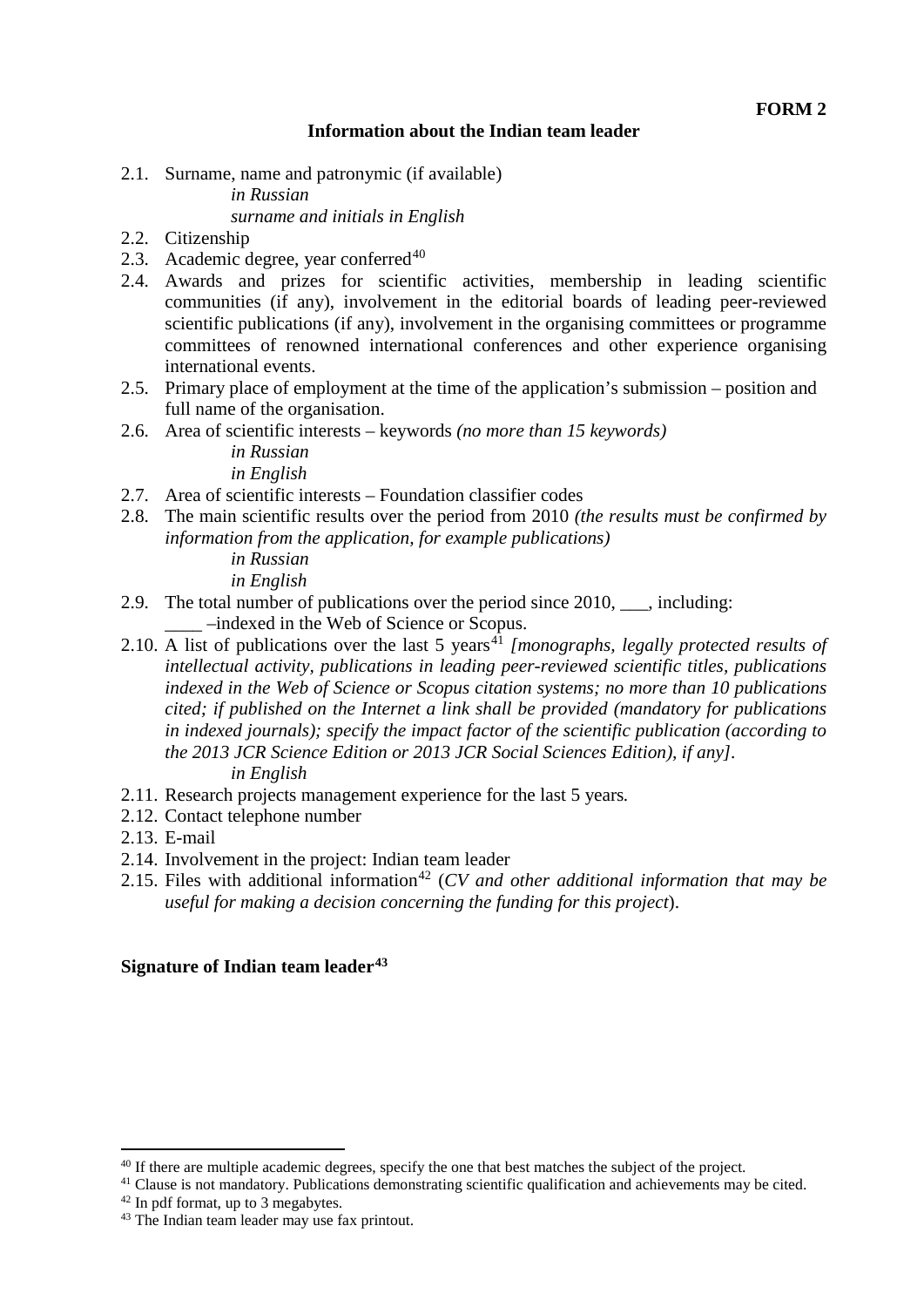**FORM 2**

**Information about the Indian team leader**

2.1. Surname, name and patronymic (if available)

*in Russian*

*surname and initials in English*

2.2. Citizenship

2.3. Academic degree, year conferred[40]

2.4. Awards and prizes for scientific activities, membership in leading scientific communities (if any), involvement in the editorial boards of leading peer-reviewed scientific publications (if any), involvement in the organising committees or programme committees of renowned international conferences and other experience organising international events.

2.5. Primary place of employment at the time of the application's submission – position and full name of the organisation.

2.6. Area of scientific interests – keywords *(no more than 15 keywords)*

*in Russian*

*in English*

2.7. Area of scientific interests – Foundation classifier codes

2.8. The main scientific results over the period from 2010 *(the results must be confirmed by information from the application, for example publications)*

*in Russian*

*in English*

2.9. The total number of publications over the period since 2010, ___, including:

____ –indexed in the Web of Science or Scopus.

2.10. A list of publications over the last 5 years[41] *[monographs, legally protected results of intellectual activity, publications in leading peer-reviewed scientific titles, publications indexed in the Web of Science or Scopus citation systems; no more than 10 publications cited; if published on the Internet a link shall be provided (mandatory for publications in indexed journals); specify the impact factor of the scientific publication (according to the 2013 JCR Science Edition or 2013 JCR Social Sciences Edition), if any]*.

*in English*

2.11. Research projects management experience for the last 5 years*.*

2.12. Contact telephone number

2.13. E-mail

2.14. Involvement in the project: Indian team leader

2.15. Files with additional information[42] (*CV and other additional information that may be useful for making a decision concerning the funding for this project*).

**Signature of Indian team leader[43]**

---

[40] If there are multiple academic degrees, specify the one that best matches the subject of the project.

[41] Clause is not mandatory. Publications demonstrating scientific qualification and achievements may be cited.

[42] In pdf format, up to 3 megabytes.

[43] The Indian team leader may use fax printout.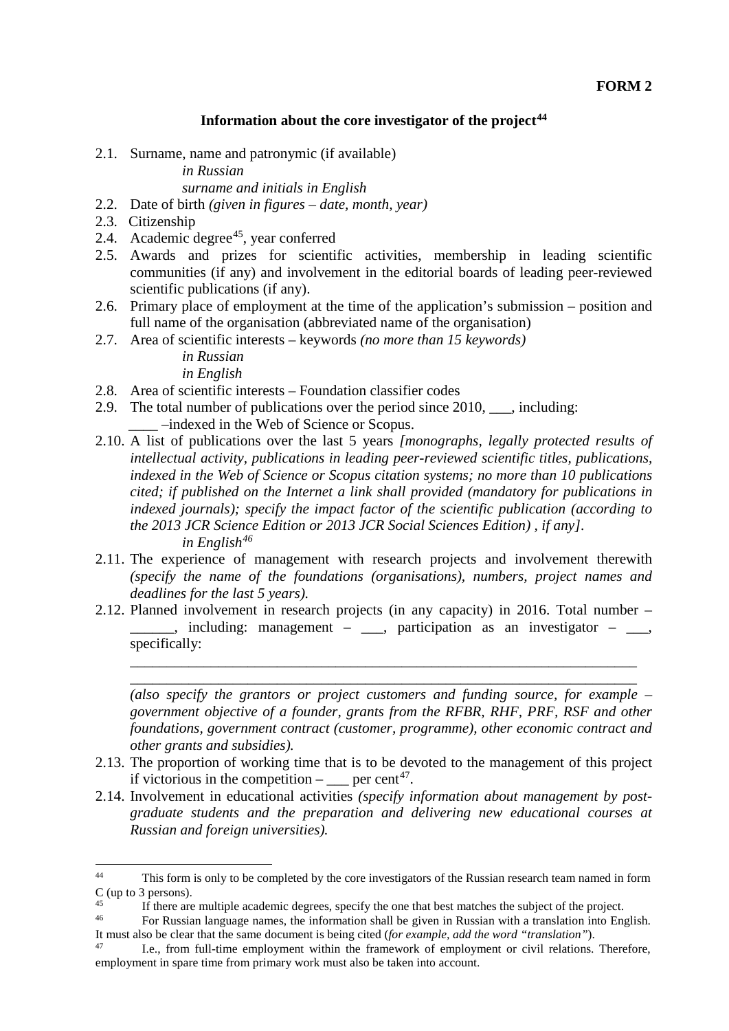**FORM 2**

## Information about the core investigator of the project[44]

2.1. Surname, name and patronymic (if available)

*in Russian*

*surname and initials in English*

2.2. Date of birth *(given in figures – date, month, year)*

2.3. Citizenship

2.4. Academic degree[45], year conferred

2.5. Awards and prizes for scientific activities, membership in leading scientific communities (if any) and involvement in the editorial boards of leading peer-reviewed scientific publications (if any).

2.6. Primary place of employment at the time of the application's submission – position and full name of the organisation (abbreviated name of the organisation)

2.7. Area of scientific interests – keywords *(no more than 15 keywords)*

*in Russian*

*in English*

2.8. Area of scientific interests – Foundation classifier codes

2.9. The total number of publications over the period since 2010, ___, including:

____ –indexed in the Web of Science or Scopus.

2.10. A list of publications over the last 5 years *[monographs, legally protected results of intellectual activity, publications in leading peer-reviewed scientific titles, publications, indexed in the Web of Science or Scopus citation systems; no more than 10 publications cited; if published on the Internet a link shall provided (mandatory for publications in indexed journals); specify the impact factor of the scientific publication (according to the 2013 JCR Science Edition or 2013 JCR Social Sciences Edition) , if any].*

*in English[46]*

2.11. The experience of management with research projects and involvement therewith *(specify the name of the foundations (organisations), numbers, project names and deadlines for the last 5 years).*

2.12. Planned involvement in research projects (in any capacity) in 2016. Total number – ______, including: management – ___, participation as an investigator – ___, specifically:

______________________________________________________________________

______________________________________________________________________

*(also specify the grantors or project customers and funding source, for example – government objective of a founder, grants from the RFBR, RHF, PRF, RSF and other foundations, government contract (customer, programme), other economic contract and other grants and subsidies).*

2.13. The proportion of working time that is to be devoted to the management of this project if victorious in the competition – ___ per cent[47].

2.14. Involvement in educational activities *(specify information about management by post-graduate students and the preparation and delivering new educational courses at Russian and foreign universities).*

---

[44] This form is only to be completed by the core investigators of the Russian research team named in form C (up to 3 persons).

[45] If there are multiple academic degrees, specify the one that best matches the subject of the project.

[46] For Russian language names, the information shall be given in Russian with a translation into English. It must also be clear that the same document is being cited (*for example, add the word "translation"*).

[47] I.e., from full-time employment within the framework of employment or civil relations. Therefore, employment in spare time from primary work must also be taken into account.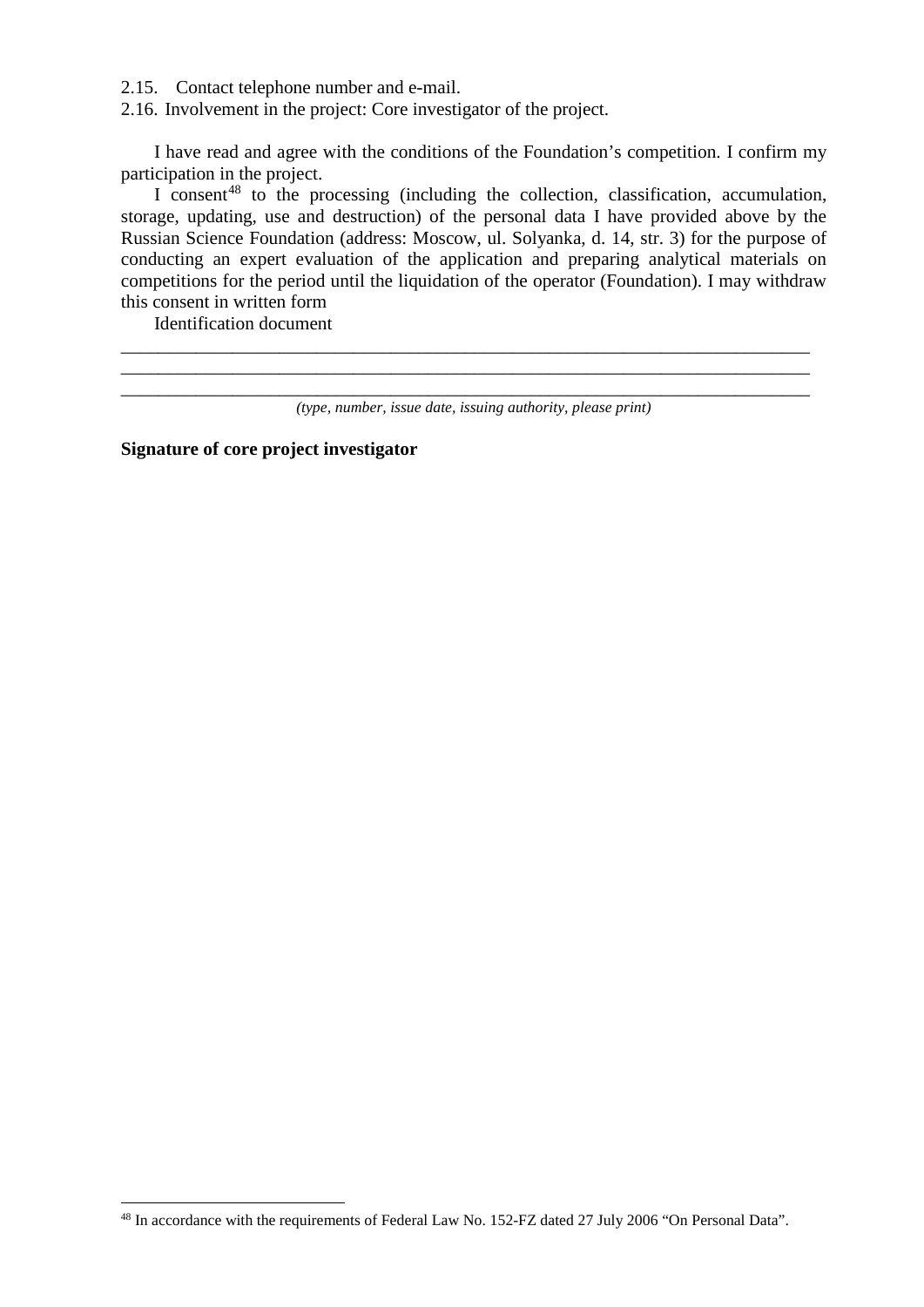2.15. Contact telephone number and e-mail.

2.16. Involvement in the project: Core investigator of the project.

I have read and agree with the conditions of the Foundation's competition. I confirm my participation in the project.

I consent[48] to the processing (including the collection, classification, accumulation, storage, updating, use and destruction) of the personal data I have provided above by the Russian Science Foundation (address: Moscow, ul. Solyanka, d. 14, str. 3) for the purpose of conducting an expert evaluation of the application and preparing analytical materials on competitions for the period until the liquidation of the operator (Foundation). I may withdraw this consent in written form

Identification document

_____________________________________________________________________________

_____________________________________________________________________________

_____________________________________________________________________________

*(type, number, issue date, issuing authority, please print)*

**Signature of core project investigator**

[48] In accordance with the requirements of Federal Law No. 152-FZ dated 27 July 2006 "On Personal Data".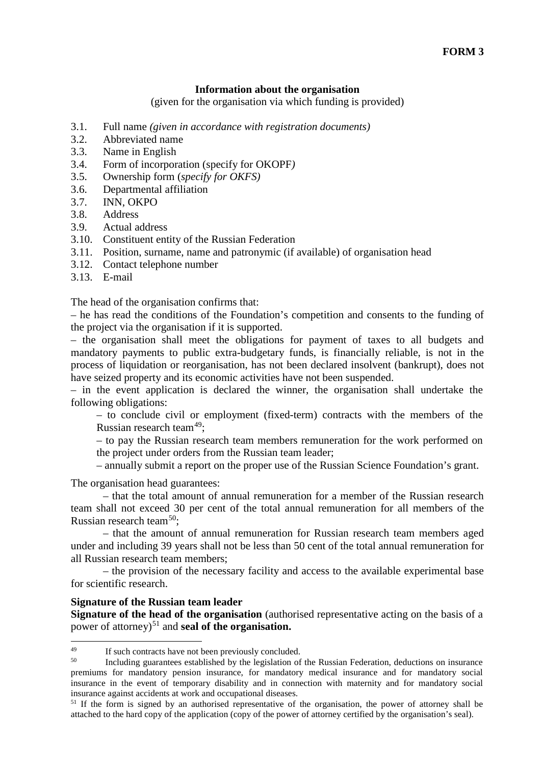**FORM 3**

**Information about the organisation**

(given for the organisation via which funding is provided)

3.1. Full name *(given in accordance with registration documents)*
3.2. Abbreviated name
3.3. Name in English
3.4. Form of incorporation (specify for OKOPF*)*
3.5. Ownership form (*specify for OKFS)*
3.6. Departmental affiliation
3.7. INN, OKPO
3.8. Address
3.9. Actual address
3.10. Constituent entity of the Russian Federation
3.11. Position, surname, name and patronymic (if available) of organisation head
3.12. Contact telephone number
3.13. E-mail

The head of the organisation confirms that:

– he has read the conditions of the Foundation's competition and consents to the funding of the project via the organisation if it is supported.

– the organisation shall meet the obligations for payment of taxes to all budgets and mandatory payments to public extra-budgetary funds, is financially reliable, is not in the process of liquidation or reorganisation, has not been declared insolvent (bankrupt), does not have seized property and its economic activities have not been suspended.

– in the event application is declared the winner, the organisation shall undertake the following obligations:

– to conclude civil or employment (fixed-term) contracts with the members of the Russian research team[49];

– to pay the Russian research team members remuneration for the work performed on the project under orders from the Russian team leader;

– annually submit a report on the proper use of the Russian Science Foundation's grant.

The organisation head guarantees:

– that the total amount of annual remuneration for a member of the Russian research team shall not exceed 30 per cent of the total annual remuneration for all members of the Russian research team[50];

– that the amount of annual remuneration for Russian research team members aged under and including 39 years shall not be less than 50 cent of the total annual remuneration for all Russian research team members;

– the provision of the necessary facility and access to the available experimental base for scientific research.

**Signature of the Russian team leader**

**Signature of the head of the organisation** (authorised representative acting on the basis of a power of attorney)[51] and **seal of the organisation.**

---

[49] If such contracts have not been previously concluded.

[50] Including guarantees established by the legislation of the Russian Federation, deductions on insurance premiums for mandatory pension insurance, for mandatory medical insurance and for mandatory social insurance in the event of temporary disability and in connection with maternity and for mandatory social insurance against accidents at work and occupational diseases.

[51] If the form is signed by an authorised representative of the organisation, the power of attorney shall be attached to the hard copy of the application (copy of the power of attorney certified by the organisation's seal).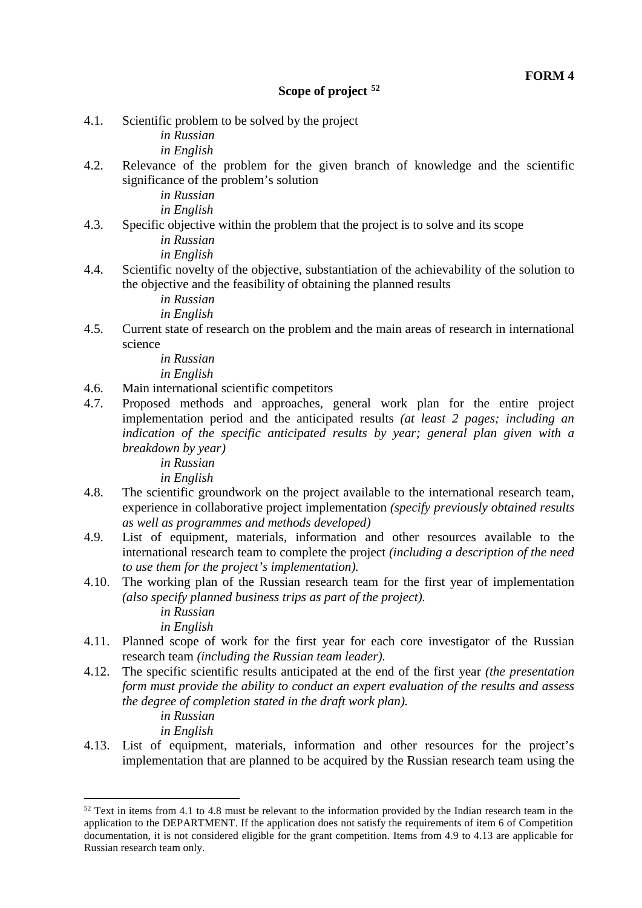**FORM 4**

## Scope of project [52]

4.1. Scientific problem to be solved by the project

*in Russian*

*in English*

4.2. Relevance of the problem for the given branch of knowledge and the scientific significance of the problem's solution

*in Russian*

*in English*

4.3. Specific objective within the problem that the project is to solve and its scope

*in Russian*

*in English*

4.4. Scientific novelty of the objective, substantiation of the achievability of the solution to the objective and the feasibility of obtaining the planned results

*in Russian*

*in English*

4.5. Current state of research on the problem and the main areas of research in international science

*in Russian*

*in English*

4.6. Main international scientific competitors

4.7. Proposed methods and approaches, general work plan for the entire project implementation period and the anticipated results *(at least 2 pages; including an indication of the specific anticipated results by year; general plan given with a breakdown by year)*

*in Russian*

*in English*

4.8. The scientific groundwork on the project available to the international research team, experience in collaborative project implementation *(specify previously obtained results as well as programmes and methods developed)*

4.9. List of equipment, materials, information and other resources available to the international research team to complete the project *(including a description of the need to use them for the project's implementation).*

4.10. The working plan of the Russian research team for the first year of implementation *(also specify planned business trips as part of the project).*

*in Russian*

*in English*

4.11. Planned scope of work for the first year for each core investigator of the Russian research team *(including the Russian team leader).*

4.12. The specific scientific results anticipated at the end of the first year *(the presentation form must provide the ability to conduct an expert evaluation of the results and assess the degree of completion stated in the draft work plan).*

*in Russian*

*in English*

4.13. List of equipment, materials, information and other resources for the project's implementation that are planned to be acquired by the Russian research team using the

---

[52] Text in items from 4.1 to 4.8 must be relevant to the information provided by the Indian research team in the application to the DEPARTMENT. If the application does not satisfy the requirements of item 6 of Competition documentation, it is not considered eligible for the grant competition. Items from 4.9 to 4.13 are applicable for Russian research team only.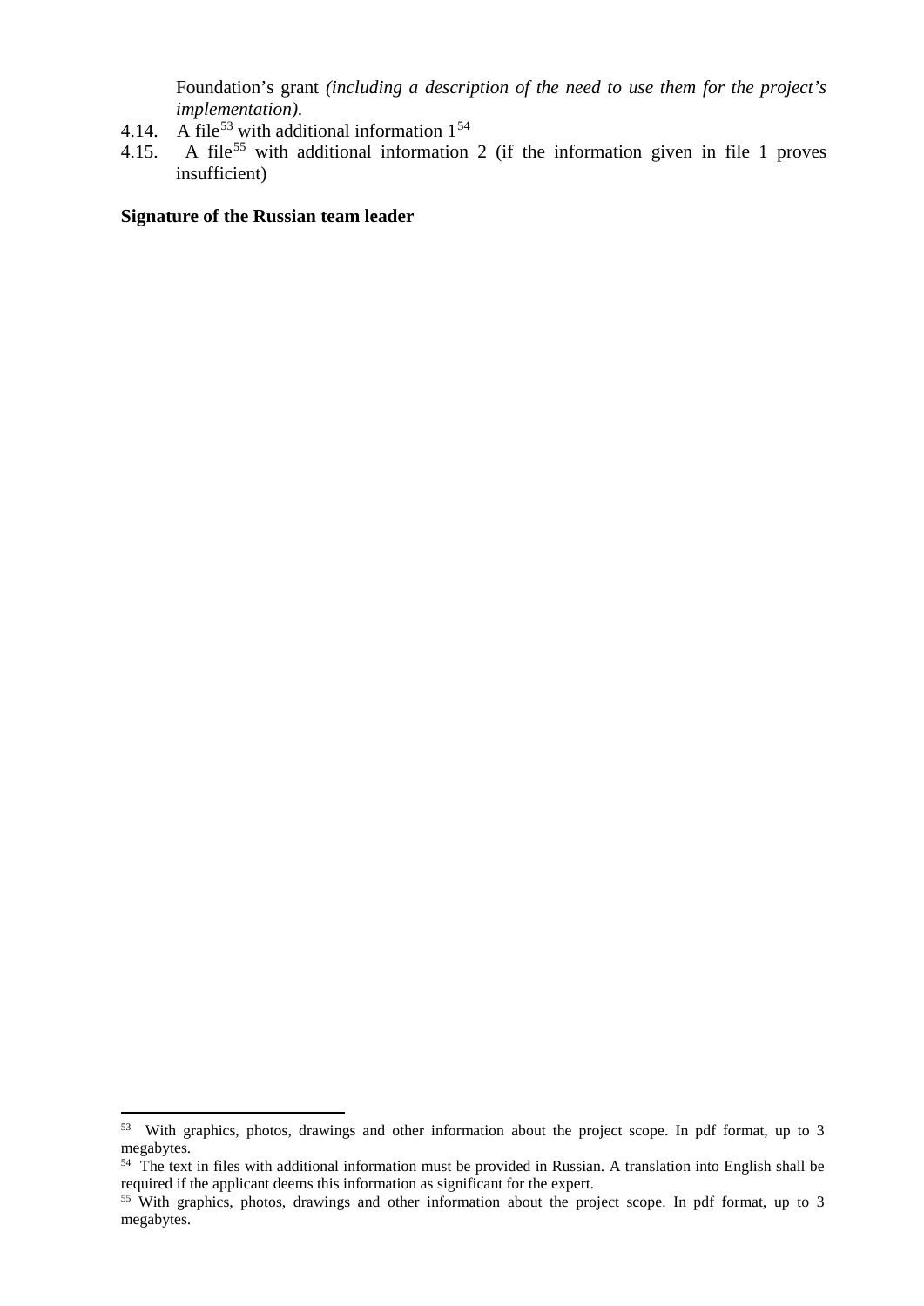Foundation's grant *(including a description of the need to use them for the project's implementation).*

4.14. A file[53] with additional information 1[54]

4.15. A file[55] with additional information 2 (if the information given in file 1 proves insufficient)

**Signature of the Russian team leader**

---

[53] With graphics, photos, drawings and other information about the project scope. In pdf format, up to 3 megabytes.

[54] The text in files with additional information must be provided in Russian. A translation into English shall be required if the applicant deems this information as significant for the expert.

[55] With graphics, photos, drawings and other information about the project scope. In pdf format, up to 3 megabytes.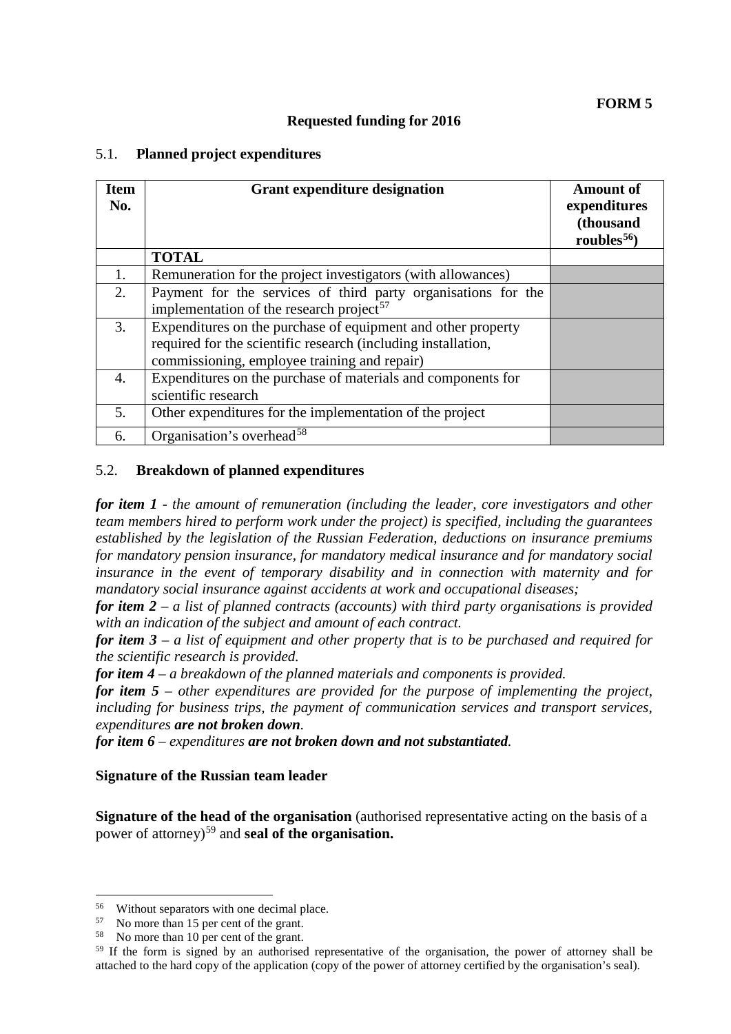**FORM 5**

### Requested funding for 2016

#### 5.1. Planned project expenditures

| Item No. | Grant expenditure designation | Amount of expenditures (thousand roubles[56]) |
|---|---|---|
| | **TOTAL** | |
| 1. | Remuneration for the project investigators (with allowances) | |
| 2. | Payment for the services of third party organisations for the implementation of the research project[57] | |
| 3. | Expenditures on the purchase of equipment and other property required for the scientific research (including installation, commissioning, employee training and repair) | |
| 4. | Expenditures on the purchase of materials and components for scientific research | |
| 5. | Other expenditures for the implementation of the project | |
| 6. | Organisation's overhead[58] | |

#### 5.2. Breakdown of planned expenditures

***for item 1*** *- the amount of remuneration (including the leader, core investigators and other team members hired to perform work under the project) is specified, including the guarantees established by the legislation of the Russian Federation, deductions on insurance premiums for mandatory pension insurance, for mandatory medical insurance and for mandatory social insurance in the event of temporary disability and in connection with maternity and for mandatory social insurance against accidents at work and occupational diseases;*

***for item 2*** *– a list of planned contracts (accounts) with third party organisations is provided with an indication of the subject and amount of each contract.*

***for item 3*** *– a list of equipment and other property that is to be purchased and required for the scientific research is provided.*

***for item 4*** *– a breakdown of the planned materials and components is provided.*

***for item 5*** *– other expenditures are provided for the purpose of implementing the project, including for business trips, the payment of communication services and transport services, expenditures* ***are not broken down****.*

***for item 6*** *– expenditures* ***are not broken down and not substantiated****.*

**Signature of the Russian team leader**

**Signature of the head of the organisation** (authorised representative acting on the basis of a power of attorney)[59] and **seal of the organisation.**

---

[56] Without separators with one decimal place.

[57] No more than 15 per cent of the grant.

[58] No more than 10 per cent of the grant.

[59] If the form is signed by an authorised representative of the organisation, the power of attorney shall be attached to the hard copy of the application (copy of the power of attorney certified by the organisation's seal).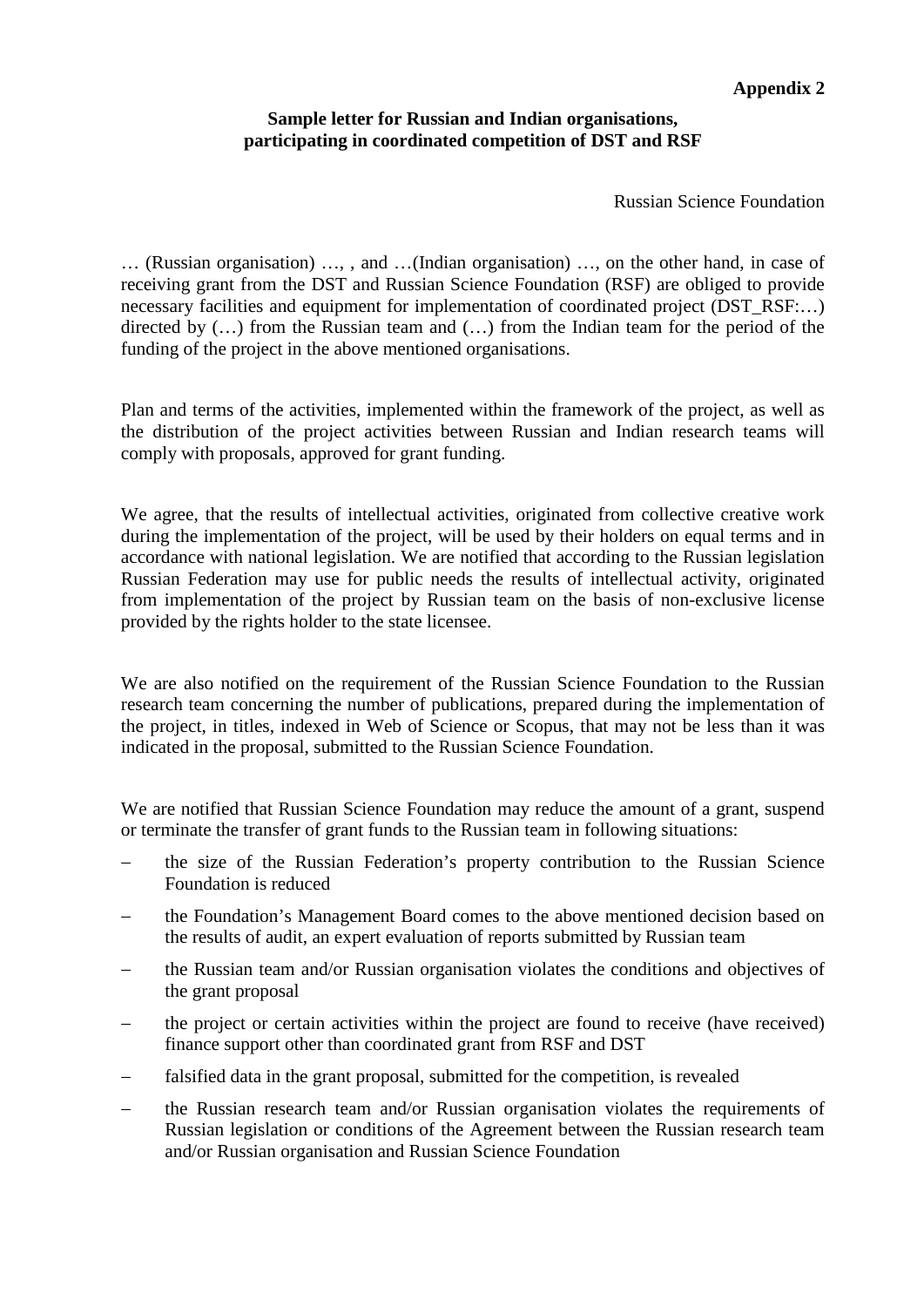**Appendix 2**

**Sample letter for Russian and Indian organisations, participating in coordinated competition of DST and RSF**

Russian Science Foundation

… (Russian organisation) …, , and …(Indian organisation) …, on the other hand, in case of receiving grant from the DST and Russian Science Foundation (RSF) are obliged to provide necessary facilities and equipment for implementation of coordinated project (DST_RSF:…) directed by (…) from the Russian team and (…) from the Indian team for the period of the funding of the project in the above mentioned organisations.

Plan and terms of the activities, implemented within the framework of the project, as well as the distribution of the project activities between Russian and Indian research teams will comply with proposals, approved for grant funding.

We agree, that the results of intellectual activities, originated from collective creative work during the implementation of the project, will be used by their holders on equal terms and in accordance with national legislation. We are notified that according to the Russian legislation Russian Federation may use for public needs the results of intellectual activity, originated from implementation of the project by Russian team on the basis of non-exclusive license provided by the rights holder to the state licensee.

We are also notified on the requirement of the Russian Science Foundation to the Russian research team concerning the number of publications, prepared during the implementation of the project, in titles, indexed in Web of Science or Scopus, that may not be less than it was indicated in the proposal, submitted to the Russian Science Foundation.

We are notified that Russian Science Foundation may reduce the amount of a grant, suspend or terminate the transfer of grant funds to the Russian team in following situations:

- the size of the Russian Federation's property contribution to the Russian Science Foundation is reduced
- the Foundation's Management Board comes to the above mentioned decision based on the results of audit, an expert evaluation of reports submitted by Russian team
- the Russian team and/or Russian organisation violates the conditions and objectives of the grant proposal
- the project or certain activities within the project are found to receive (have received) finance support other than coordinated grant from RSF and DST
- falsified data in the grant proposal, submitted for the competition, is revealed
- the Russian research team and/or Russian organisation violates the requirements of Russian legislation or conditions of the Agreement between the Russian research team and/or Russian organisation and Russian Science Foundation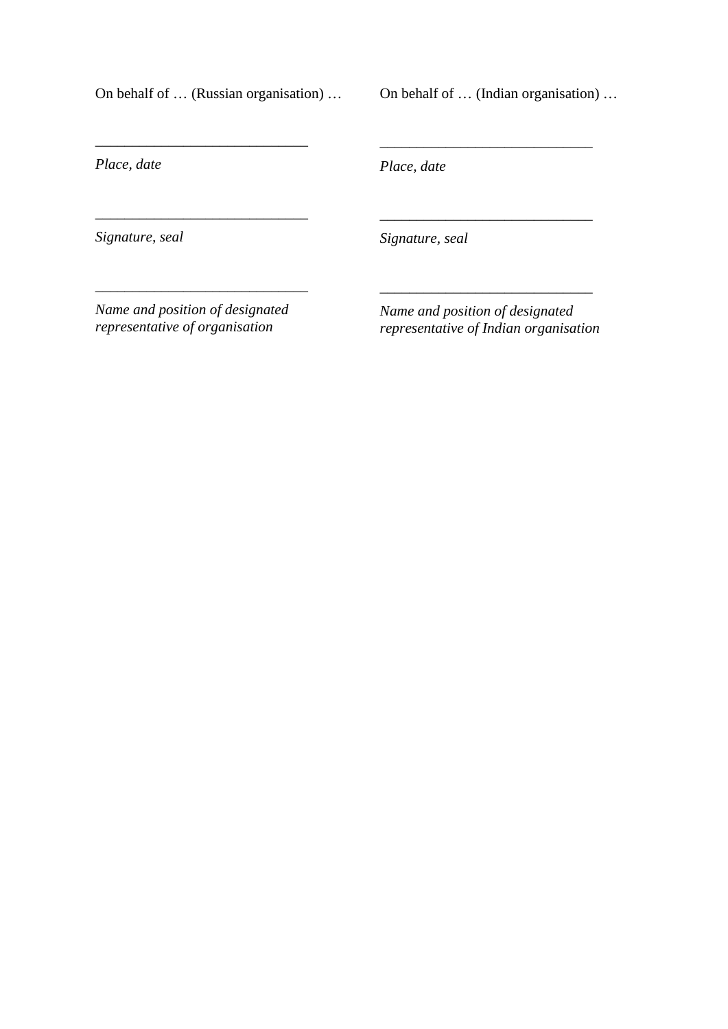On behalf of … (Russian organisation) …

_____________________________

*Place, date*

_____________________________

*Signature, seal*

_____________________________

*Name and position of designated representative of organisation*

On behalf of … (Indian organisation) …

_____________________________

*Place, date*

_____________________________

*Signature, seal*

_____________________________

*Name and position of designated representative of Indian organisation*